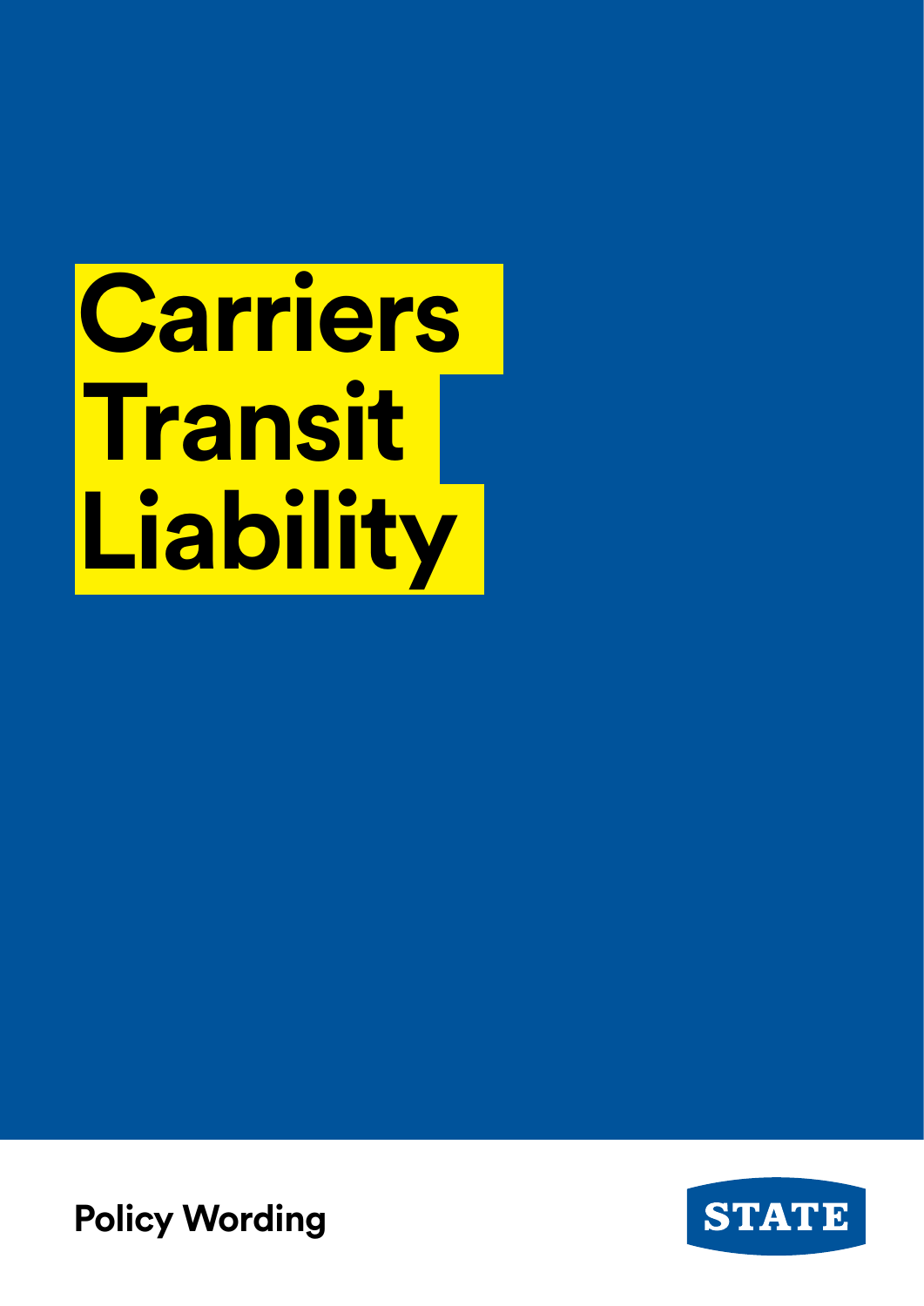# Carriers Transit Liability

**Policy Wording**

STATE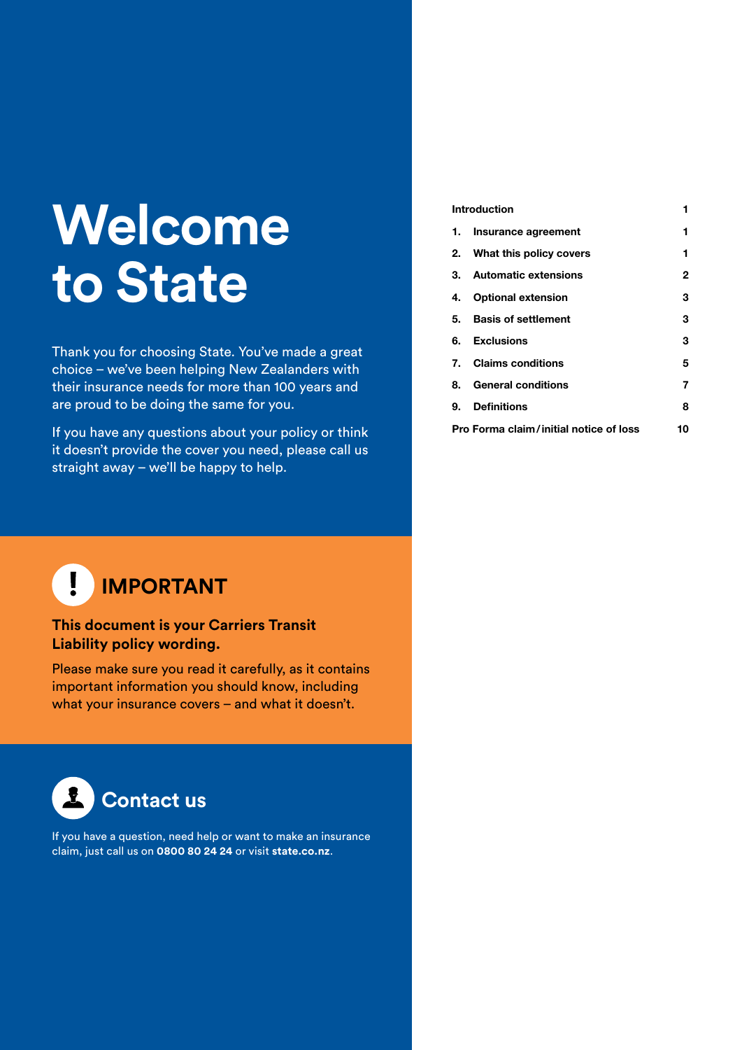# Welcome to State

Thank you for choosing State. You've made a great choice – we've been helping New Zealanders with their insurance needs for more than 100 years and are proud to be doing the same for you.

If you have any questions about your policy or think it doesn't provide the cover you need, please call us straight away – we'll be happy to help.

## IMPORTANT

**This document is your Carriers Transit Liability policy wording.**

Please make sure you read it carefully, as it contains important information you should know, including what your insurance covers – and what it doesn't.

## Contact us

If you have a question, need help or want to make an insurance claim, just call us on **0800 80 24 24** or visit **state.co.nz**.

| Contents | Page |
|---|---|
| **Introduction** | **1** |
| **1. Insurance agreement** | **1** |
| **2. What this policy covers** | **1** |
| **3. Automatic extensions** | **2** |
| **4. Optional extension** | **3** |
| **5. Basis of settlement** | **3** |
| **6. Exclusions** | **3** |
| **7. Claims conditions** | **5** |
| **8. General conditions** | **7** |
| **9. Definitions** | **8** |
| **Pro Forma claim/initial notice of loss** | **10** |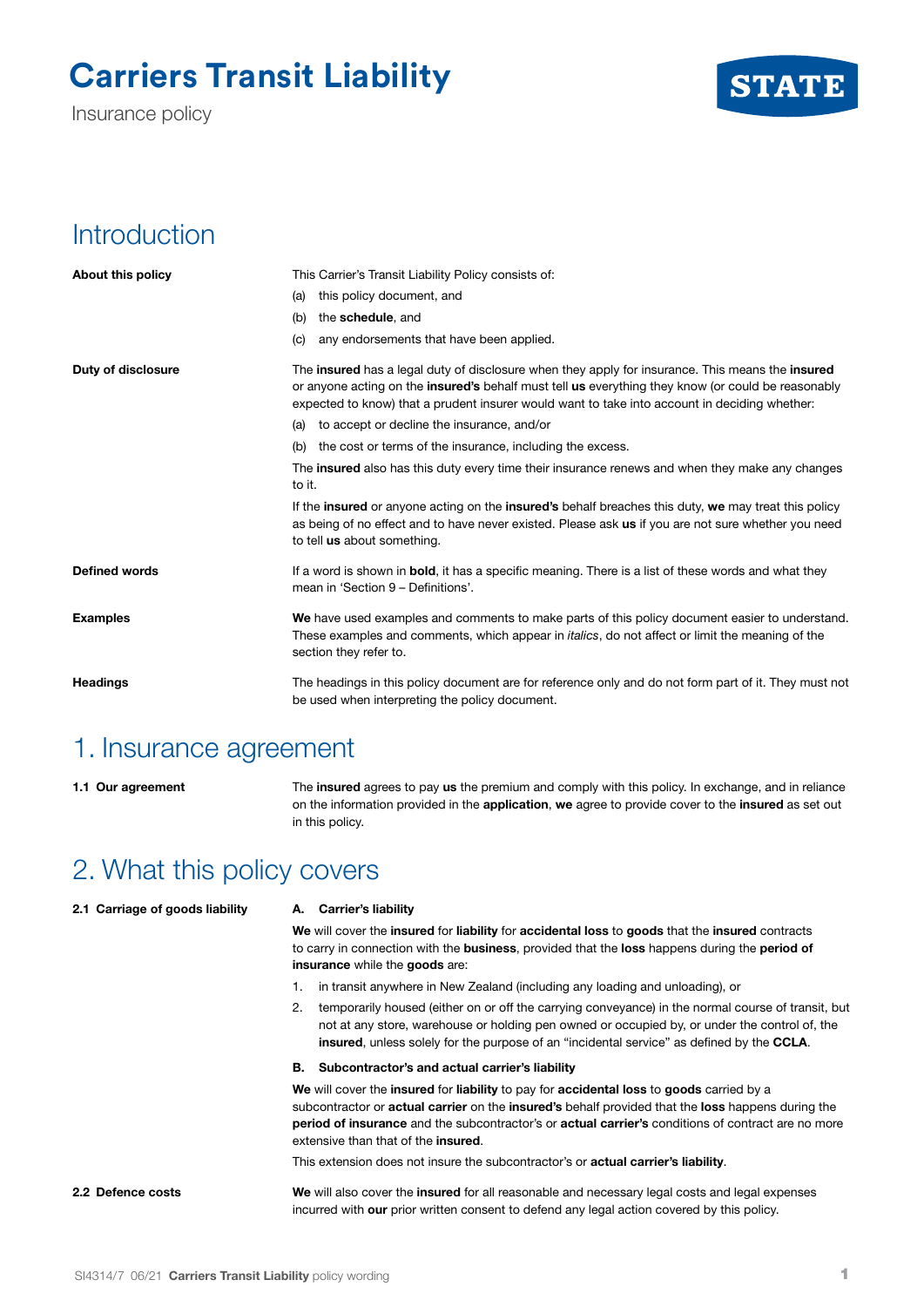# Carriers Transit Liability

Insurance policy

STATE

## Introduction

**About this policy**

This Carrier's Transit Liability Policy consists of:

(a) this policy document, and

(b) the **schedule**, and

(c) any endorsements that have been applied.

**Duty of disclosure**

The **insured** has a legal duty of disclosure when they apply for insurance. This means the **insured** or anyone acting on the **insured's** behalf must tell **us** everything they know (or could be reasonably expected to know) that a prudent insurer would want to take into account in deciding whether:

(a) to accept or decline the insurance, and/or

(b) the cost or terms of the insurance, including the excess.

The **insured** also has this duty every time their insurance renews and when they make any changes to it.

If the **insured** or anyone acting on the **insured's** behalf breaches this duty, **we** may treat this policy as being of no effect and to have never existed. Please ask **us** if you are not sure whether you need to tell **us** about something.

**Defined words**

If a word is shown in **bold**, it has a specific meaning. There is a list of these words and what they mean in 'Section 9 – Definitions'.

**Examples**

**We** have used examples and comments to make parts of this policy document easier to understand. These examples and comments, which appear in *italics*, do not affect or limit the meaning of the section they refer to.

**Headings**

The headings in this policy document are for reference only and do not form part of it. They must not be used when interpreting the policy document.

## 1. Insurance agreement

**1.1 Our agreement**

The **insured** agrees to pay **us** the premium and comply with this policy. In exchange, and in reliance on the information provided in the **application**, **we** agree to provide cover to the **insured** as set out in this policy.

## 2. What this policy covers

**2.1 Carriage of goods liability**

**A. Carrier's liability**

**We** will cover the **insured** for **liability** for **accidental loss** to **goods** that the **insured** contracts to carry in connection with the **business**, provided that the **loss** happens during the **period of insurance** while the **goods** are:

1. in transit anywhere in New Zealand (including any loading and unloading), or
2. temporarily housed (either on or off the carrying conveyance) in the normal course of transit, but not at any store, warehouse or holding pen owned or occupied by, or under the control of, the **insured**, unless solely for the purpose of an "incidental service" as defined by the **CCLA**.

**B. Subcontractor's and actual carrier's liability**

**We** will cover the **insured** for **liability** to pay for **accidental loss** to **goods** carried by a subcontractor or **actual carrier** on the **insured's** behalf provided that the **loss** happens during the **period of insurance** and the subcontractor's or **actual carrier's** conditions of contract are no more extensive than that of the **insured**.

This extension does not insure the subcontractor's or **actual carrier's liability**.

**2.2 Defence costs**

**We** will also cover the **insured** for all reasonable and necessary legal costs and legal expenses incurred with **our** prior written consent to defend any legal action covered by this policy.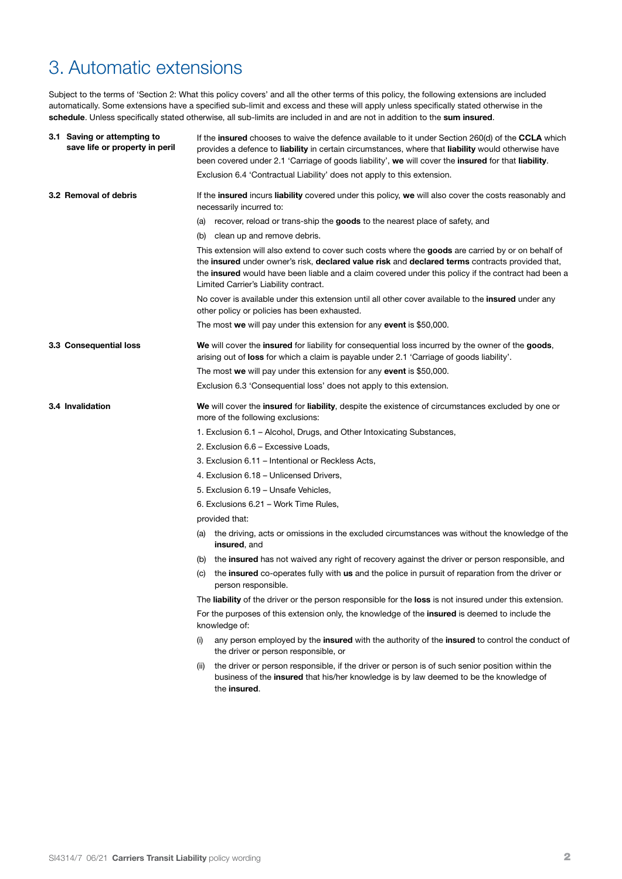# 3. Automatic extensions

Subject to the terms of 'Section 2: What this policy covers' and all the other terms of this policy, the following extensions are included automatically. Some extensions have a specified sub-limit and excess and these will apply unless specifically stated otherwise in the **schedule**. Unless specifically stated otherwise, all sub-limits are included in and are not in addition to the **sum insured**.

### 3.1 Saving or attempting to save life or property in peril

If the **insured** chooses to waive the defence available to it under Section 260(d) of the **CCLA** which provides a defence to **liability** in certain circumstances, where that **liability** would otherwise have been covered under 2.1 'Carriage of goods liability', **we** will cover the **insured** for that **liability**.

Exclusion 6.4 'Contractual Liability' does not apply to this extension.

### 3.2 Removal of debris

If the **insured** incurs **liability** covered under this policy, **we** will also cover the costs reasonably and necessarily incurred to:

(a) recover, reload or trans-ship the **goods** to the nearest place of safety, and

(b) clean up and remove debris.

This extension will also extend to cover such costs where the **goods** are carried by or on behalf of the **insured** under owner's risk, **declared value risk** and **declared terms** contracts provided that, the **insured** would have been liable and a claim covered under this policy if the contract had been a Limited Carrier's Liability contract.

No cover is available under this extension until all other cover available to the **insured** under any other policy or policies has been exhausted.

The most **we** will pay under this extension for any **event** is $50,000.

### 3.3 Consequential loss

**We** will cover the **insured** for liability for consequential loss incurred by the owner of the **goods**, arising out of **loss** for which a claim is payable under 2.1 'Carriage of goods liability'.

The most **we** will pay under this extension for any **event** is $50,000.

Exclusion 6.3 'Consequential loss' does not apply to this extension.

### 3.4 Invalidation

**We** will cover the **insured** for **liability**, despite the existence of circumstances excluded by one or more of the following exclusions:

1. Exclusion 6.1 – Alcohol, Drugs, and Other Intoxicating Substances,
2. Exclusion 6.6 – Excessive Loads,
3. Exclusion 6.11 – Intentional or Reckless Acts,
4. Exclusion 6.18 – Unlicensed Drivers,
5. Exclusion 6.19 – Unsafe Vehicles,
6. Exclusions 6.21 – Work Time Rules,

provided that:

(a) the driving, acts or omissions in the excluded circumstances was without the knowledge of the **insured**, and

(b) the **insured** has not waived any right of recovery against the driver or person responsible, and

(c) the **insured** co-operates fully with **us** and the police in pursuit of reparation from the driver or person responsible.

The **liability** of the driver or the person responsible for the **loss** is not insured under this extension.

For the purposes of this extension only, the knowledge of the **insured** is deemed to include the knowledge of:

(i) any person employed by the **insured** with the authority of the **insured** to control the conduct of the driver or person responsible, or

(ii) the driver or person responsible, if the driver or person is of such senior position within the business of the **insured** that his/her knowledge is by law deemed to be the knowledge of the **insured**.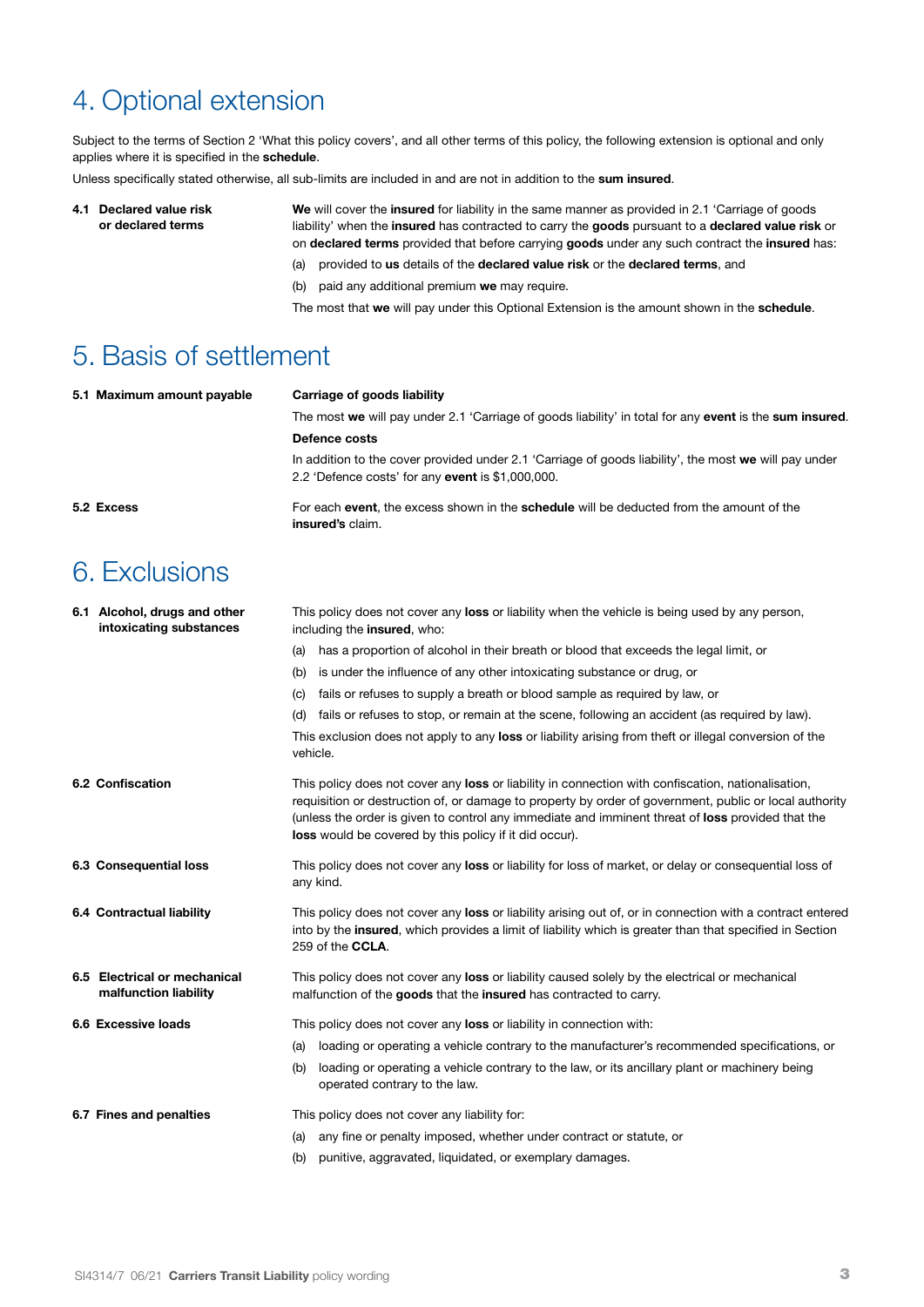# 4. Optional extension

Subject to the terms of Section 2 'What this policy covers', and all other terms of this policy, the following extension is optional and only applies where it is specified in the **schedule**.

Unless specifically stated otherwise, all sub-limits are included in and are not in addition to the **sum insured**.

### 4.1 Declared value risk or declared terms

**We** will cover the **insured** for liability in the same manner as provided in 2.1 'Carriage of goods liability' when the **insured** has contracted to carry the **goods** pursuant to a **declared value risk** or on **declared terms** provided that before carrying **goods** under any such contract the **insured** has:

(a) provided to **us** details of the **declared value risk** or the **declared terms**, and

(b) paid any additional premium **we** may require.

The most that **we** will pay under this Optional Extension is the amount shown in the **schedule**.

# 5. Basis of settlement

### 5.1 Maximum amount payable

**Carriage of goods liability**

The most **we** will pay under 2.1 'Carriage of goods liability' in total for any **event** is the **sum insured**.

**Defence costs**

In addition to the cover provided under 2.1 'Carriage of goods liability', the most **we** will pay under 2.2 'Defence costs' for any **event** is $1,000,000.

### 5.2 Excess

For each **event**, the excess shown in the **schedule** will be deducted from the amount of the **insured's** claim.

# 6. Exclusions

### 6.1 Alcohol, drugs and other intoxicating substances

This policy does not cover any **loss** or liability when the vehicle is being used by any person, including the **insured**, who:

(a) has a proportion of alcohol in their breath or blood that exceeds the legal limit, or

(b) is under the influence of any other intoxicating substance or drug, or

(c) fails or refuses to supply a breath or blood sample as required by law, or

(d) fails or refuses to stop, or remain at the scene, following an accident (as required by law).

This exclusion does not apply to any **loss** or liability arising from theft or illegal conversion of the vehicle.

### 6.2 Confiscation

This policy does not cover any **loss** or liability in connection with confiscation, nationalisation, requisition or destruction of, or damage to property by order of government, public or local authority (unless the order is given to control any immediate and imminent threat of **loss** provided that the **loss** would be covered by this policy if it did occur).

### 6.3 Consequential loss

This policy does not cover any **loss** or liability for loss of market, or delay or consequential loss of any kind.

### 6.4 Contractual liability

This policy does not cover any **loss** or liability arising out of, or in connection with a contract entered into by the **insured**, which provides a limit of liability which is greater than that specified in Section 259 of the **CCLA**.

### 6.5 Electrical or mechanical malfunction liability

This policy does not cover any **loss** or liability caused solely by the electrical or mechanical malfunction of the **goods** that the **insured** has contracted to carry.

### 6.6 Excessive loads

This policy does not cover any **loss** or liability in connection with:

(a) loading or operating a vehicle contrary to the manufacturer's recommended specifications, or

(b) loading or operating a vehicle contrary to the law, or its ancillary plant or machinery being operated contrary to the law.

### 6.7 Fines and penalties

This policy does not cover any liability for:

(a) any fine or penalty imposed, whether under contract or statute, or

(b) punitive, aggravated, liquidated, or exemplary damages.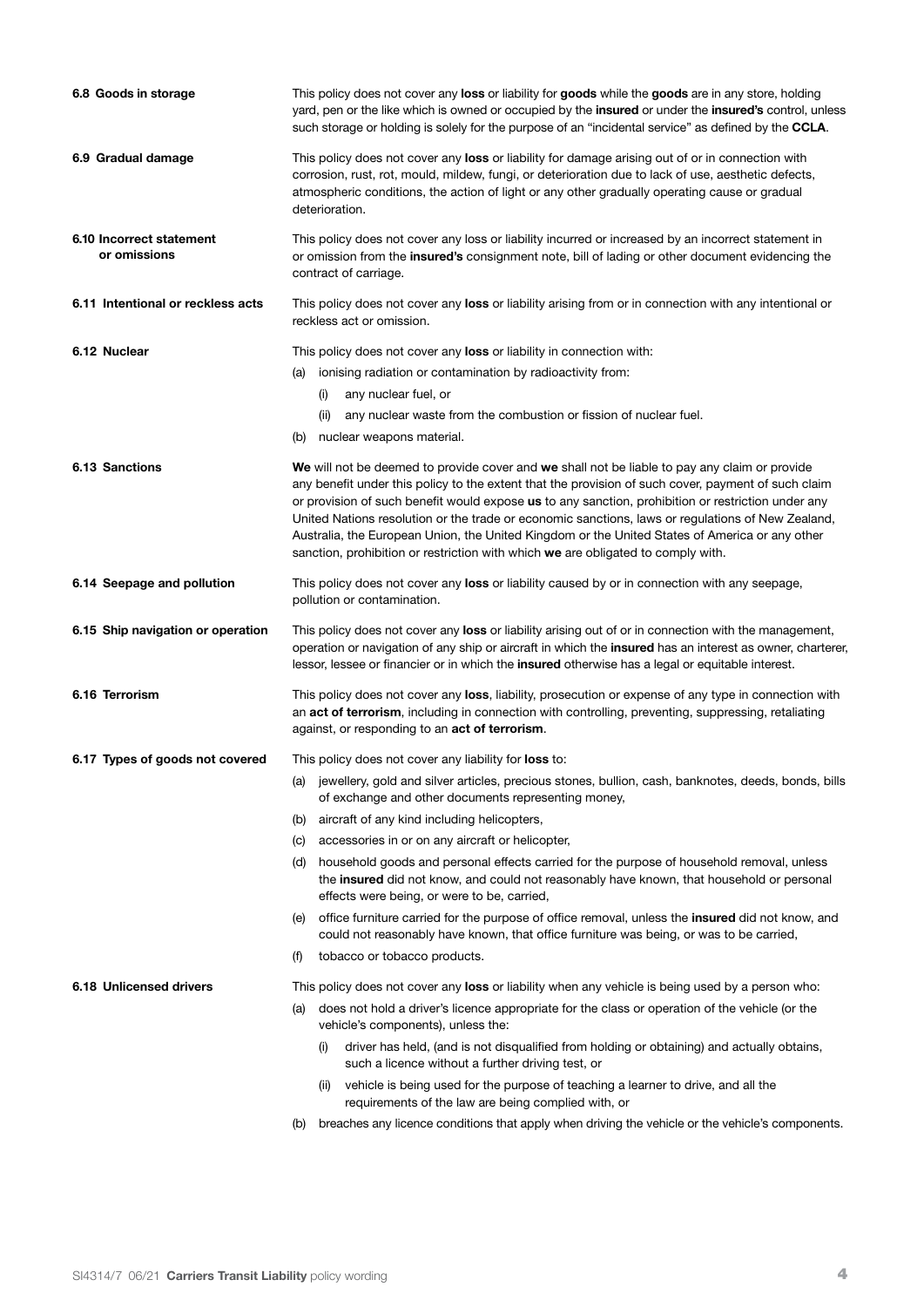**6.8 Goods in storage**

This policy does not cover any **loss** or liability for **goods** while the **goods** are in any store, holding yard, pen or the like which is owned or occupied by the **insured** or under the **insured's** control, unless such storage or holding is solely for the purpose of an "incidental service" as defined by the **CCLA**.

**6.9 Gradual damage**

This policy does not cover any **loss** or liability for damage arising out of or in connection with corrosion, rust, rot, mould, mildew, fungi, or deterioration due to lack of use, aesthetic defects, atmospheric conditions, the action of light or any other gradually operating cause or gradual deterioration.

**6.10 Incorrect statement or omissions**

This policy does not cover any loss or liability incurred or increased by an incorrect statement in or omission from the **insured's** consignment note, bill of lading or other document evidencing the contract of carriage.

**6.11 Intentional or reckless acts**

This policy does not cover any **loss** or liability arising from or in connection with any intentional or reckless act or omission.

**6.12 Nuclear**

This policy does not cover any **loss** or liability in connection with:

(a) ionising radiation or contamination by radioactivity from:
  (i) any nuclear fuel, or
  (ii) any nuclear waste from the combustion or fission of nuclear fuel.

(b) nuclear weapons material.

**6.13 Sanctions**

**We** will not be deemed to provide cover and **we** shall not be liable to pay any claim or provide any benefit under this policy to the extent that the provision of such cover, payment of such claim or provision of such benefit would expose **us** to any sanction, prohibition or restriction under any United Nations resolution or the trade or economic sanctions, laws or regulations of New Zealand, Australia, the European Union, the United Kingdom or the United States of America or any other sanction, prohibition or restriction with which **we** are obligated to comply with.

**6.14 Seepage and pollution**

This policy does not cover any **loss** or liability caused by or in connection with any seepage, pollution or contamination.

**6.15 Ship navigation or operation**

This policy does not cover any **loss** or liability arising out of or in connection with the management, operation or navigation of any ship or aircraft in which the **insured** has an interest as owner, charterer, lessor, lessee or financier or in which the **insured** otherwise has a legal or equitable interest.

**6.16 Terrorism**

This policy does not cover any **loss**, liability, prosecution or expense of any type in connection with an **act of terrorism**, including in connection with controlling, preventing, suppressing, retaliating against, or responding to an **act of terrorism**.

**6.17 Types of goods not covered**

This policy does not cover any liability for **loss** to:

(a) jewellery, gold and silver articles, precious stones, bullion, cash, banknotes, deeds, bonds, bills of exchange and other documents representing money,

(b) aircraft of any kind including helicopters,

(c) accessories in or on any aircraft or helicopter,

(d) household goods and personal effects carried for the purpose of household removal, unless the **insured** did not know, and could not reasonably have known, that household or personal effects were being, or were to be, carried,

(e) office furniture carried for the purpose of office removal, unless the **insured** did not know, and could not reasonably have known, that office furniture was being, or was to be carried,

(f) tobacco or tobacco products.

**6.18 Unlicensed drivers**

This policy does not cover any **loss** or liability when any vehicle is being used by a person who:

(a) does not hold a driver's licence appropriate for the class or operation of the vehicle (or the vehicle's components), unless the:
  (i) driver has held, (and is not disqualified from holding or obtaining) and actually obtains, such a licence without a further driving test, or
  (ii) vehicle is being used for the purpose of teaching a learner to drive, and all the requirements of the law are being complied with, or

(b) breaches any licence conditions that apply when driving the vehicle or the vehicle's components.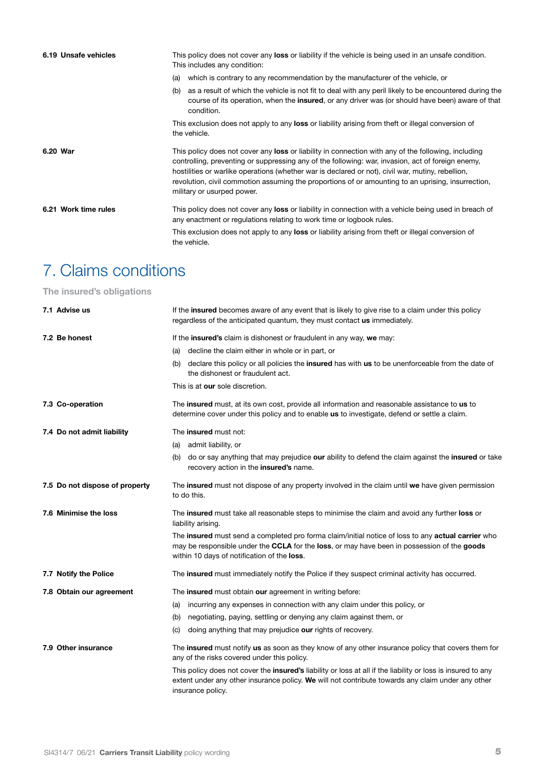**6.19 Unsafe vehicles**

This policy does not cover any **loss** or liability if the vehicle is being used in an unsafe condition. This includes any condition:

(a) which is contrary to any recommendation by the manufacturer of the vehicle, or

(b) as a result of which the vehicle is not fit to deal with any peril likely to be encountered during the course of its operation, when the **insured**, or any driver was (or should have been) aware of that condition.

This exclusion does not apply to any **loss** or liability arising from theft or illegal conversion of the vehicle.

**6.20 War**

This policy does not cover any **loss** or liability in connection with any of the following, including controlling, preventing or suppressing any of the following: war, invasion, act of foreign enemy, hostilities or warlike operations (whether war is declared or not), civil war, mutiny, rebellion, revolution, civil commotion assuming the proportions of or amounting to an uprising, insurrection, military or usurped power.

**6.21 Work time rules**

This policy does not cover any **loss** or liability in connection with a vehicle being used in breach of any enactment or regulations relating to work time or logbook rules.

This exclusion does not apply to any **loss** or liability arising from theft or illegal conversion of the vehicle.

# 7. Claims conditions

## The insured's obligations

**7.1 Advise us**

If the **insured** becomes aware of any event that is likely to give rise to a claim under this policy regardless of the anticipated quantum, they must contact **us** immediately.

**7.2 Be honest**

If the **insured's** claim is dishonest or fraudulent in any way, **we** may:

(a) decline the claim either in whole or in part, or

(b) declare this policy or all policies the **insured** has with **us** to be unenforceable from the date of the dishonest or fraudulent act.

This is at **our** sole discretion.

**7.3 Co-operation**

The **insured** must, at its own cost, provide all information and reasonable assistance to **us** to determine cover under this policy and to enable **us** to investigate, defend or settle a claim.

**7.4 Do not admit liability**

The **insured** must not:

(a) admit liability, or

(b) do or say anything that may prejudice **our** ability to defend the claim against the **insured** or take recovery action in the **insured's** name.

**7.5 Do not dispose of property**

The **insured** must not dispose of any property involved in the claim until **we** have given permission to do this.

**7.6 Minimise the loss**

The **insured** must take all reasonable steps to minimise the claim and avoid any further **loss** or liability arising.

The **insured** must send a completed pro forma claim/initial notice of loss to any **actual carrier** who may be responsible under the **CCLA** for the **loss**, or may have been in possession of the **goods** within 10 days of notification of the **loss**.

**7.7 Notify the Police**

The **insured** must immediately notify the Police if they suspect criminal activity has occurred.

**7.8 Obtain our agreement**

The **insured** must obtain **our** agreement in writing before:

(a) incurring any expenses in connection with any claim under this policy, or

(b) negotiating, paying, settling or denying any claim against them, or

(c) doing anything that may prejudice **our** rights of recovery.

**7.9 Other insurance**

The **insured** must notify **us** as soon as they know of any other insurance policy that covers them for any of the risks covered under this policy.

This policy does not cover the **insured's** liability or loss at all if the liability or loss is insured to any extent under any other insurance policy. **We** will not contribute towards any claim under any other insurance policy.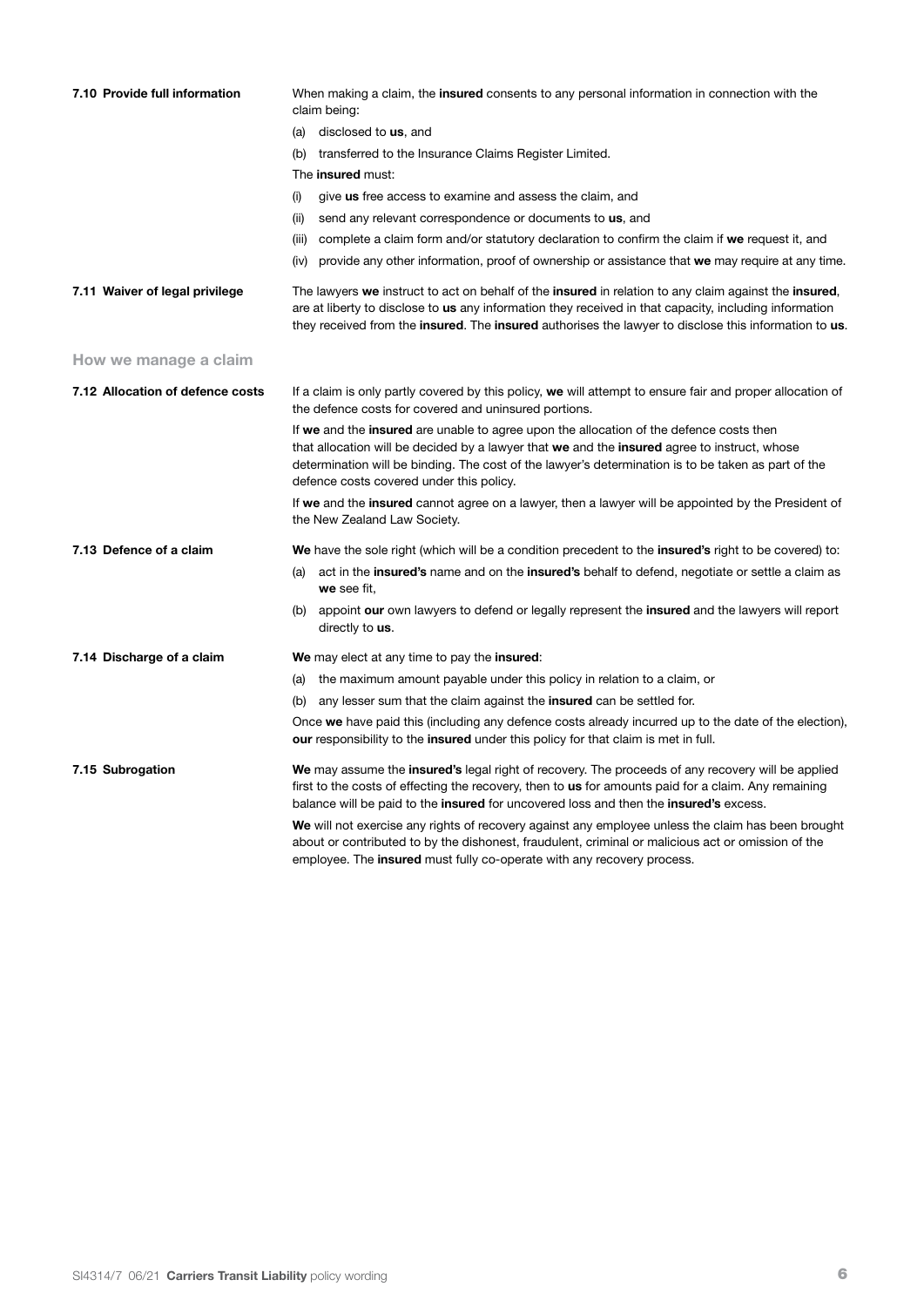**7.10 Provide full information**

When making a claim, the **insured** consents to any personal information in connection with the claim being:

(a) disclosed to **us**, and

(b) transferred to the Insurance Claims Register Limited.

The **insured** must:

(i) give **us** free access to examine and assess the claim, and

(ii) send any relevant correspondence or documents to **us**, and

(iii) complete a claim form and/or statutory declaration to confirm the claim if **we** request it, and

(iv) provide any other information, proof of ownership or assistance that **we** may require at any time.

**7.11 Waiver of legal privilege**

The lawyers **we** instruct to act on behalf of the **insured** in relation to any claim against the **insured**, are at liberty to disclose to **us** any information they received in that capacity, including information they received from the **insured**. The **insured** authorises the lawyer to disclose this information to **us**.

## How we manage a claim

**7.12 Allocation of defence costs**

If a claim is only partly covered by this policy, **we** will attempt to ensure fair and proper allocation of the defence costs for covered and uninsured portions.

If **we** and the **insured** are unable to agree upon the allocation of the defence costs then that allocation will be decided by a lawyer that **we** and the **insured** agree to instruct, whose determination will be binding. The cost of the lawyer's determination is to be taken as part of the defence costs covered under this policy.

If **we** and the **insured** cannot agree on a lawyer, then a lawyer will be appointed by the President of the New Zealand Law Society.

**7.13 Defence of a claim**

**We** have the sole right (which will be a condition precedent to the **insured's** right to be covered) to:

(a) act in the **insured's** name and on the **insured's** behalf to defend, negotiate or settle a claim as **we** see fit,

(b) appoint **our** own lawyers to defend or legally represent the **insured** and the lawyers will report directly to **us**.

**7.14 Discharge of a claim**

**We** may elect at any time to pay the **insured**:

(a) the maximum amount payable under this policy in relation to a claim, or

(b) any lesser sum that the claim against the **insured** can be settled for.

Once **we** have paid this (including any defence costs already incurred up to the date of the election), **our** responsibility to the **insured** under this policy for that claim is met in full.

**7.15 Subrogation**

**We** may assume the **insured's** legal right of recovery. The proceeds of any recovery will be applied first to the costs of effecting the recovery, then to **us** for amounts paid for a claim. Any remaining balance will be paid to the **insured** for uncovered loss and then the **insured's** excess.

**We** will not exercise any rights of recovery against any employee unless the claim has been brought about or contributed to by the dishonest, fraudulent, criminal or malicious act or omission of the employee. The **insured** must fully co-operate with any recovery process.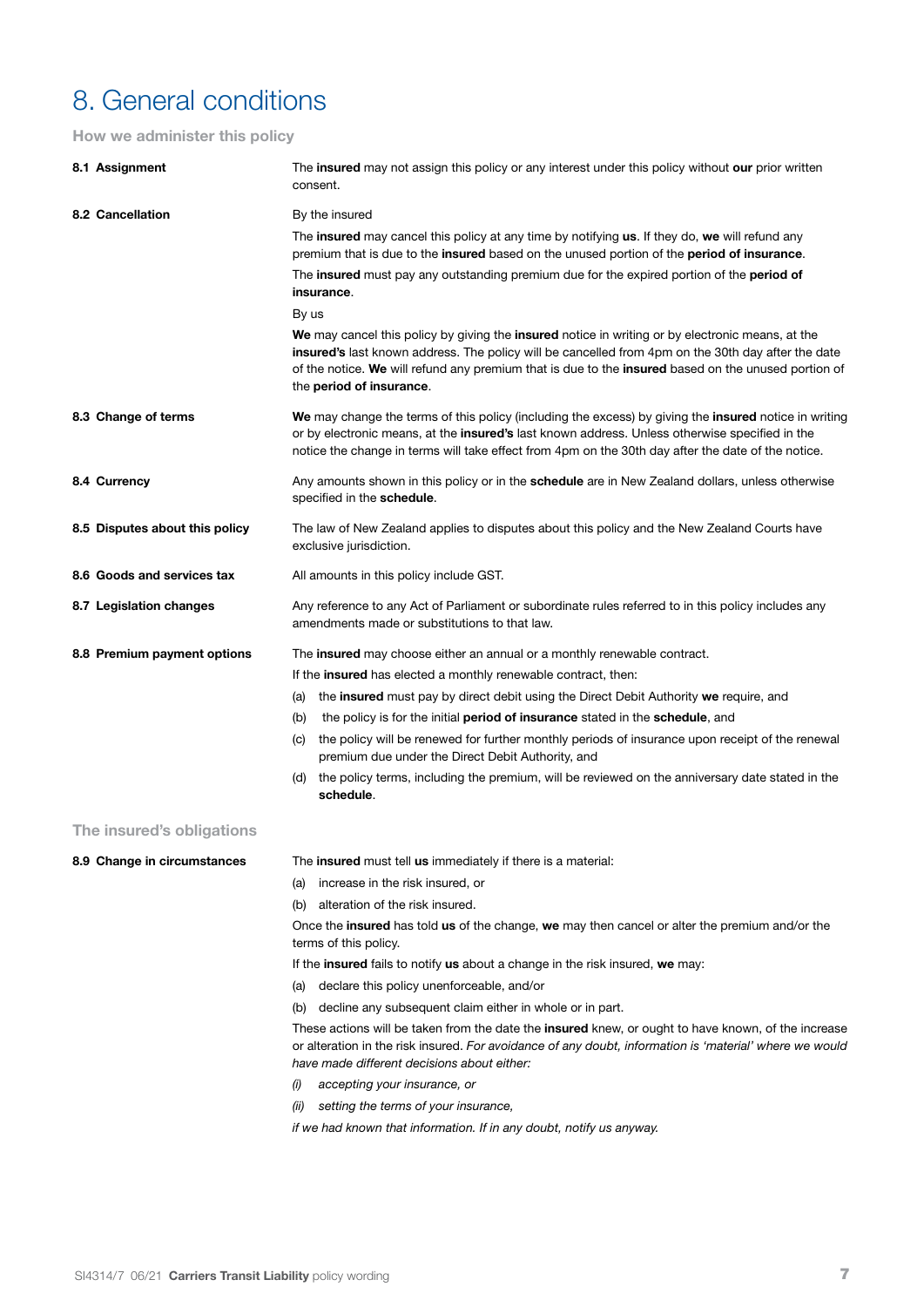# 8. General conditions

## How we administer this policy

**8.1 Assignment**

The **insured** may not assign this policy or any interest under this policy without **our** prior written consent.

**8.2 Cancellation**

By the insured

The **insured** may cancel this policy at any time by notifying **us**. If they do, **we** will refund any premium that is due to the **insured** based on the unused portion of the **period of insurance**.

The **insured** must pay any outstanding premium due for the expired portion of the **period of insurance**.

By us

**We** may cancel this policy by giving the **insured** notice in writing or by electronic means, at the **insured's** last known address. The policy will be cancelled from 4pm on the 30th day after the date of the notice. **We** will refund any premium that is due to the **insured** based on the unused portion of the **period of insurance**.

**8.3 Change of terms**

**We** may change the terms of this policy (including the excess) by giving the **insured** notice in writing or by electronic means, at the **insured's** last known address. Unless otherwise specified in the notice the change in terms will take effect from 4pm on the 30th day after the date of the notice.

**8.4 Currency**

Any amounts shown in this policy or in the **schedule** are in New Zealand dollars, unless otherwise specified in the **schedule**.

**8.5 Disputes about this policy**

The law of New Zealand applies to disputes about this policy and the New Zealand Courts have exclusive jurisdiction.

**8.6 Goods and services tax**

All amounts in this policy include GST.

**8.7 Legislation changes**

Any reference to any Act of Parliament or subordinate rules referred to in this policy includes any amendments made or substitutions to that law.

**8.8 Premium payment options**

The **insured** may choose either an annual or a monthly renewable contract.

If the **insured** has elected a monthly renewable contract, then:

(a) the **insured** must pay by direct debit using the Direct Debit Authority **we** require, and

(b) the policy is for the initial **period of insurance** stated in the **schedule**, and

(c) the policy will be renewed for further monthly periods of insurance upon receipt of the renewal premium due under the Direct Debit Authority, and

(d) the policy terms, including the premium, will be reviewed on the anniversary date stated in the **schedule**.

## The insured's obligations

**8.9 Change in circumstances**

The **insured** must tell **us** immediately if there is a material:

(a) increase in the risk insured, or

(b) alteration of the risk insured.

Once the **insured** has told **us** of the change, **we** may then cancel or alter the premium and/or the terms of this policy.

If the **insured** fails to notify **us** about a change in the risk insured, **we** may:

(a) declare this policy unenforceable, and/or

(b) decline any subsequent claim either in whole or in part.

These actions will be taken from the date the **insured** knew, or ought to have known, of the increase or alteration in the risk insured. *For avoidance of any doubt, information is 'material' where we would have made different decisions about either:*

*(i) accepting your insurance, or*

*(ii) setting the terms of your insurance,*

*if we had known that information. If in any doubt, notify us anyway.*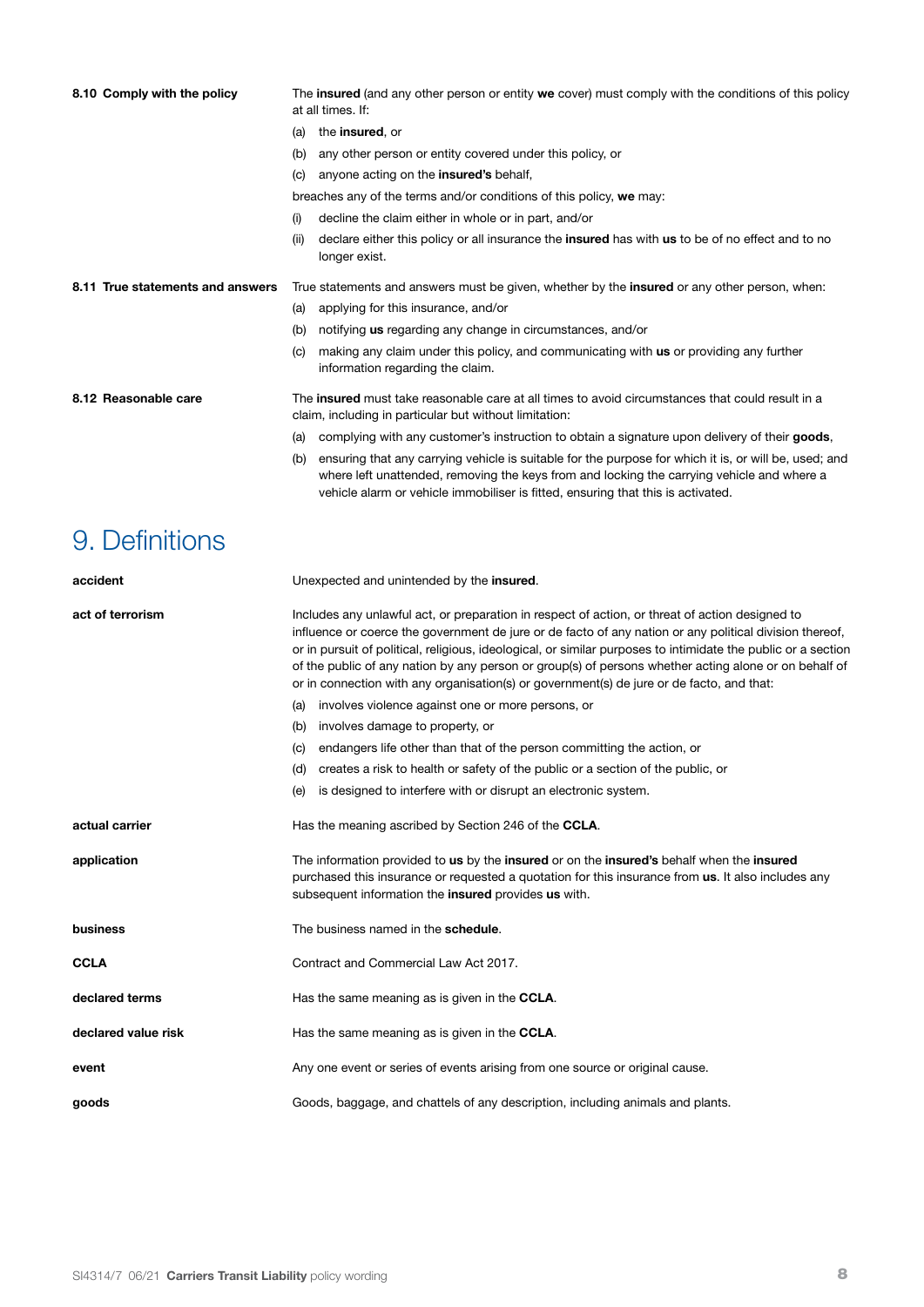**8.10 Comply with the policy**

The **insured** (and any other person or entity **we** cover) must comply with the conditions of this policy at all times. If:

(a) the **insured**, or

(b) any other person or entity covered under this policy, or

(c) anyone acting on the **insured's** behalf,

breaches any of the terms and/or conditions of this policy, **we** may:

(i) decline the claim either in whole or in part, and/or

(ii) declare either this policy or all insurance the **insured** has with **us** to be of no effect and to no longer exist.

**8.11 True statements and answers**

True statements and answers must be given, whether by the **insured** or any other person, when:

(a) applying for this insurance, and/or

(b) notifying **us** regarding any change in circumstances, and/or

(c) making any claim under this policy, and communicating with **us** or providing any further information regarding the claim.

**8.12 Reasonable care**

The **insured** must take reasonable care at all times to avoid circumstances that could result in a claim, including in particular but without limitation:

(a) complying with any customer's instruction to obtain a signature upon delivery of their **goods**,

(b) ensuring that any carrying vehicle is suitable for the purpose for which it is, or will be, used; and where left unattended, removing the keys from and locking the carrying vehicle and where a vehicle alarm or vehicle immobiliser is fitted, ensuring that this is activated.

# 9. Definitions

**accident**

Unexpected and unintended by the **insured**.

**act of terrorism**

Includes any unlawful act, or preparation in respect of action, or threat of action designed to influence or coerce the government de jure or de facto of any nation or any political division thereof, or in pursuit of political, religious, ideological, or similar purposes to intimidate the public or a section of the public of any nation by any person or group(s) of persons whether acting alone or on behalf of or in connection with any organisation(s) or government(s) de jure or de facto, and that:

(a) involves violence against one or more persons, or

(b) involves damage to property, or

(c) endangers life other than that of the person committing the action, or

(d) creates a risk to health or safety of the public or a section of the public, or

(e) is designed to interfere with or disrupt an electronic system.

**actual carrier**

Has the meaning ascribed by Section 246 of the **CCLA**.

**application**

The information provided to **us** by the **insured** or on the **insured's** behalf when the **insured** purchased this insurance or requested a quotation for this insurance from **us**. It also includes any subsequent information the **insured** provides **us** with.

**business**

The business named in the **schedule**.

**CCLA**

Contract and Commercial Law Act 2017.

**declared terms**

Has the same meaning as is given in the **CCLA**.

**declared value risk**

Has the same meaning as is given in the **CCLA**.

**event**

Any one event or series of events arising from one source or original cause.

**goods**

Goods, baggage, and chattels of any description, including animals and plants.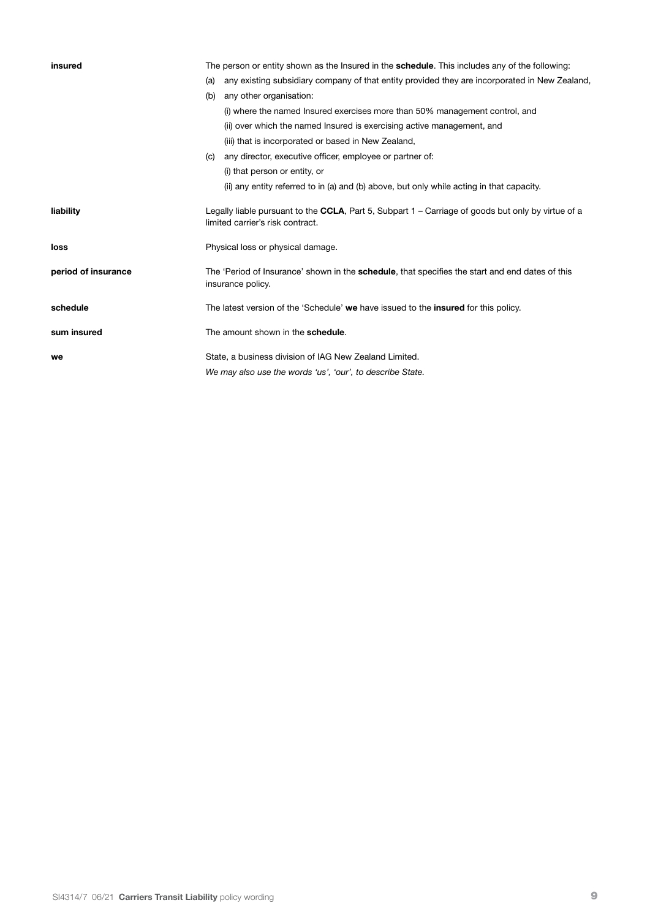| | |
|---|---|
| **insured** | The person or entity shown as the Insured in the **schedule**. This includes any of the following:<br>(a) any existing subsidiary company of that entity provided they are incorporated in New Zealand,<br>(b) any other organisation:<br>(i) where the named Insured exercises more than 50% management control, and<br>(ii) over which the named Insured is exercising active management, and<br>(iii) that is incorporated or based in New Zealand,<br>(c) any director, executive officer, employee or partner of:<br>(i) that person or entity, or<br>(ii) any entity referred to in (a) and (b) above, but only while acting in that capacity. |
| **liability** | Legally liable pursuant to the **CCLA**, Part 5, Subpart 1 – Carriage of goods but only by virtue of a limited carrier's risk contract. |
| **loss** | Physical loss or physical damage. |
| **period of insurance** | The 'Period of Insurance' shown in the **schedule**, that specifies the start and end dates of this insurance policy. |
| **schedule** | The latest version of the 'Schedule' **we** have issued to the **insured** for this policy. |
| **sum insured** | The amount shown in the **schedule**. |
| **we** | State, a business division of IAG New Zealand Limited.<br>*We may also use the words 'us', 'our', to describe State.* |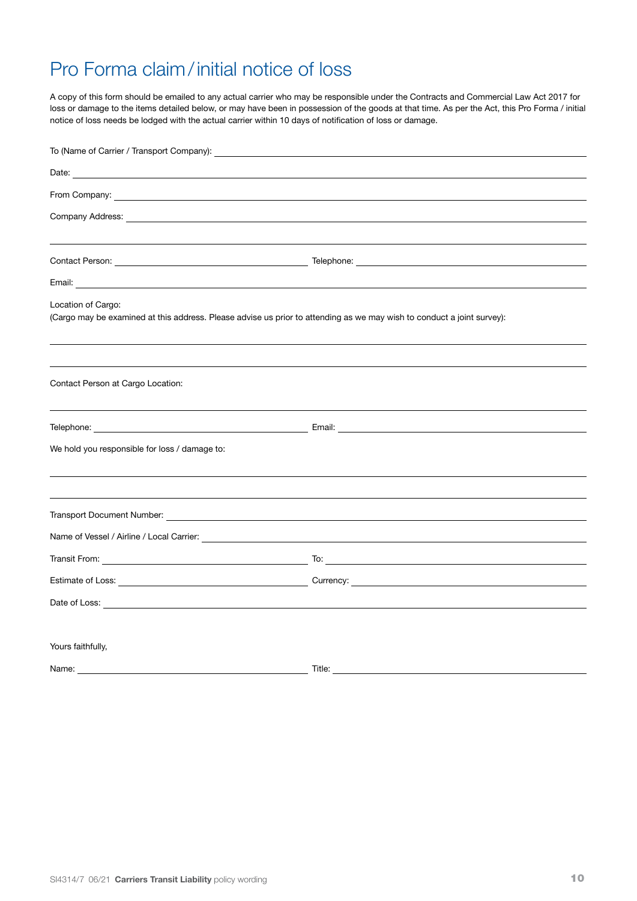# Pro Forma claim / initial notice of loss

A copy of this form should be emailed to any actual carrier who may be responsible under the Contracts and Commercial Law Act 2017 for loss or damage to the items detailed below, or may have been in possession of the goods at that time. As per the Act, this Pro Forma / initial notice of loss needs be lodged with the actual carrier within 10 days of notification of loss or damage.

To (Name of Carrier / Transport Company): ______________________________

Date: ______________________________

From Company: ______________________________

Company Address: ______________________________

______________________________

Contact Person: ______________________________ Telephone: ______________________________

Email: ______________________________

Location of Cargo:
(Cargo may be examined at this address. Please advise us prior to attending as we may wish to conduct a joint survey):

______________________________

______________________________

Contact Person at Cargo Location:

______________________________

Telephone: ______________________________ Email: ______________________________

We hold you responsible for loss / damage to:

______________________________

______________________________

Transport Document Number: ______________________________

Name of Vessel / Airline / Local Carrier: ______________________________

Transit From: ______________________________ To: ______________________________

Estimate of Loss: ______________________________ Currency: ______________________________

Date of Loss: ______________________________

Yours faithfully,

Name: ______________________________ Title: ______________________________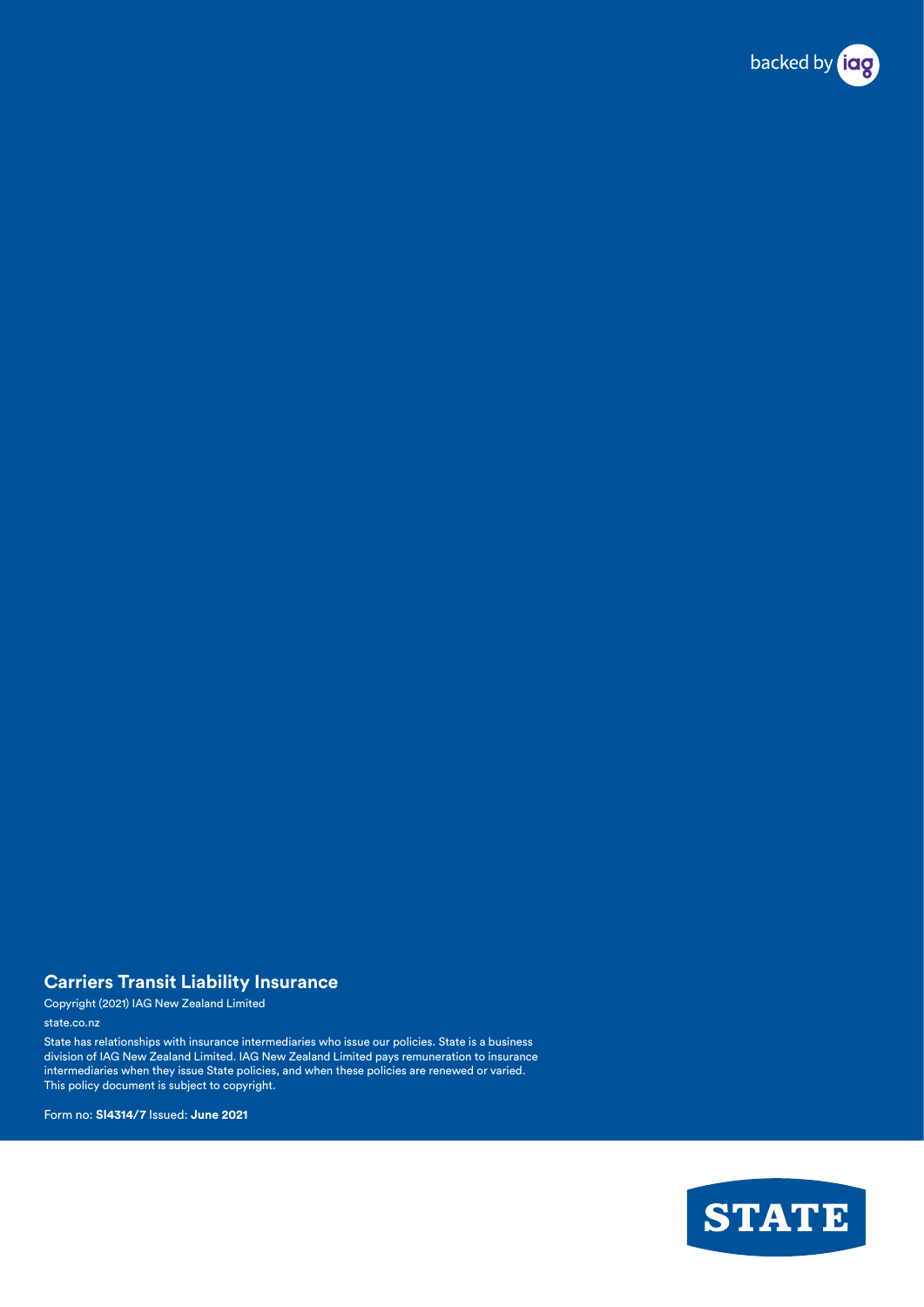backed by iag

## Carriers Transit Liability Insurance

Copyright (2021) IAG New Zealand Limited

state.co.nz

State has relationships with insurance intermediaries who issue our policies. State is a business division of IAG New Zealand Limited. IAG New Zealand Limited pays remuneration to insurance intermediaries when they issue State policies, and when these policies are renewed or varied. This policy document is subject to copyright.

Form no: **SI4314/7** Issued: **June 2021**

STATE